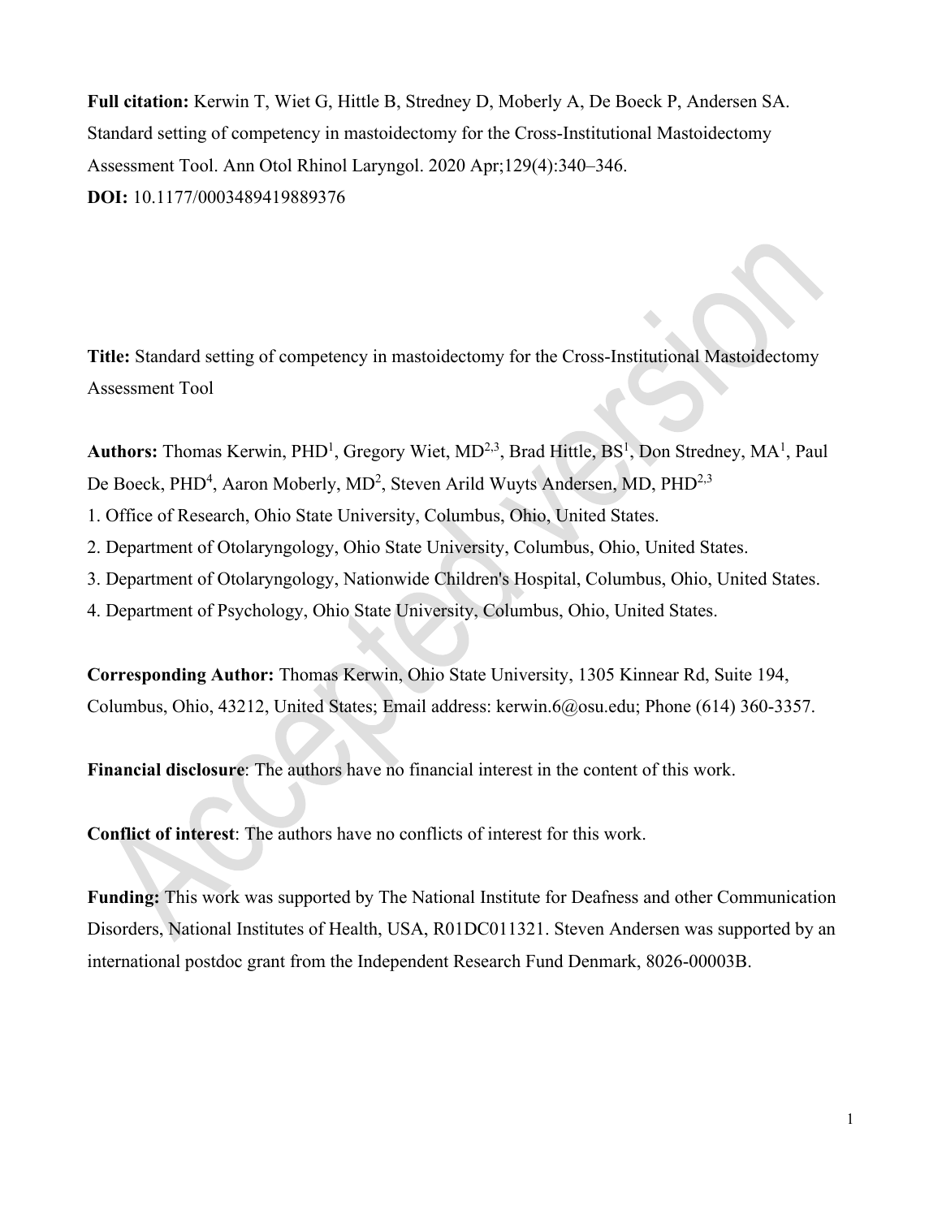**Full citation:** Kerwin T, Wiet G, Hittle B, Stredney D, Moberly A, De Boeck P, Andersen SA. Standard setting of competency in mastoidectomy for the Cross-Institutional Mastoidectomy Assessment Tool. Ann Otol Rhinol Laryngol. 2020 Apr;129(4):340–346.

**DOI:** 10.1177/0003489419889376

**Title:** Standard setting of competency in mastoidectomy for the Cross-Institutional Mastoidectomy Assessment Tool

**Authors:** Thomas Kerwin, PHD[1], Gregory Wiet, MD[2,3], Brad Hittle, BS[1], Don Stredney, MA[1], Paul De Boeck, PHD[4], Aaron Moberly, MD[2], Steven Arild Wuyts Andersen, MD, PHD[2,3]

1. Office of Research, Ohio State University, Columbus, Ohio, United States.
2. Department of Otolaryngology, Ohio State University, Columbus, Ohio, United States.
3. Department of Otolaryngology, Nationwide Children's Hospital, Columbus, Ohio, United States.
4. Department of Psychology, Ohio State University, Columbus, Ohio, United States.

**Corresponding Author:** Thomas Kerwin, Ohio State University, 1305 Kinnear Rd, Suite 194, Columbus, Ohio, 43212, United States; Email address: kerwin.6@osu.edu; Phone (614) 360-3357.

**Financial disclosure**: The authors have no financial interest in the content of this work.

**Conflict of interest**: The authors have no conflicts of interest for this work.

**Funding:** This work was supported by The National Institute for Deafness and other Communication Disorders, National Institutes of Health, USA, R01DC011321. Steven Andersen was supported by an international postdoc grant from the Independent Research Fund Denmark, 8026-00003B.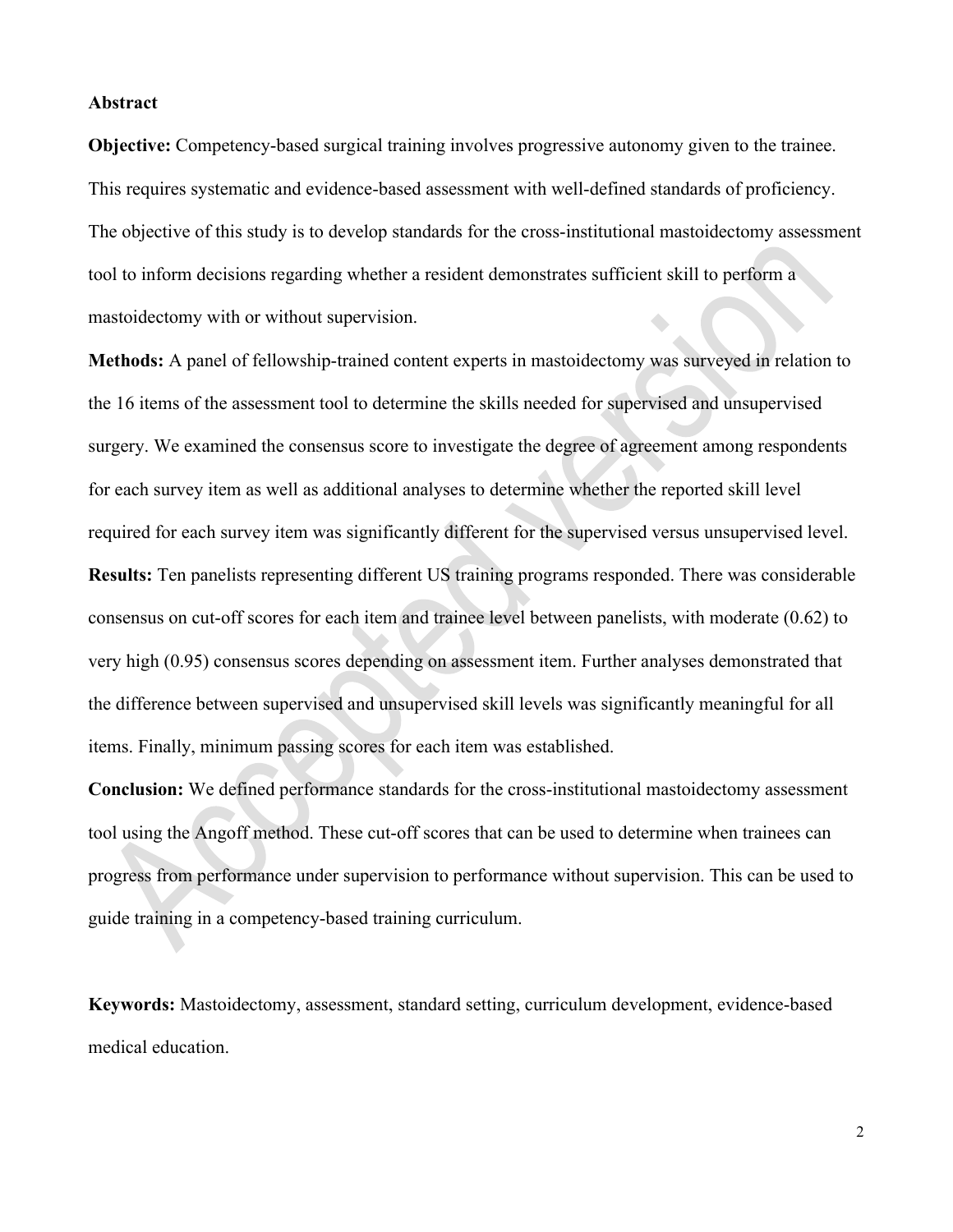## Abstract

**Objective:** Competency-based surgical training involves progressive autonomy given to the trainee. This requires systematic and evidence-based assessment with well-defined standards of proficiency. The objective of this study is to develop standards for the cross-institutional mastoidectomy assessment tool to inform decisions regarding whether a resident demonstrates sufficient skill to perform a mastoidectomy with or without supervision.

**Methods:** A panel of fellowship-trained content experts in mastoidectomy was surveyed in relation to the 16 items of the assessment tool to determine the skills needed for supervised and unsupervised surgery. We examined the consensus score to investigate the degree of agreement among respondents for each survey item as well as additional analyses to determine whether the reported skill level required for each survey item was significantly different for the supervised versus unsupervised level.

**Results:** Ten panelists representing different US training programs responded. There was considerable consensus on cut-off scores for each item and trainee level between panelists, with moderate (0.62) to very high (0.95) consensus scores depending on assessment item. Further analyses demonstrated that the difference between supervised and unsupervised skill levels was significantly meaningful for all items. Finally, minimum passing scores for each item was established.

**Conclusion:** We defined performance standards for the cross-institutional mastoidectomy assessment tool using the Angoff method. These cut-off scores that can be used to determine when trainees can progress from performance under supervision to performance without supervision. This can be used to guide training in a competency-based training curriculum.

**Keywords:** Mastoidectomy, assessment, standard setting, curriculum development, evidence-based medical education.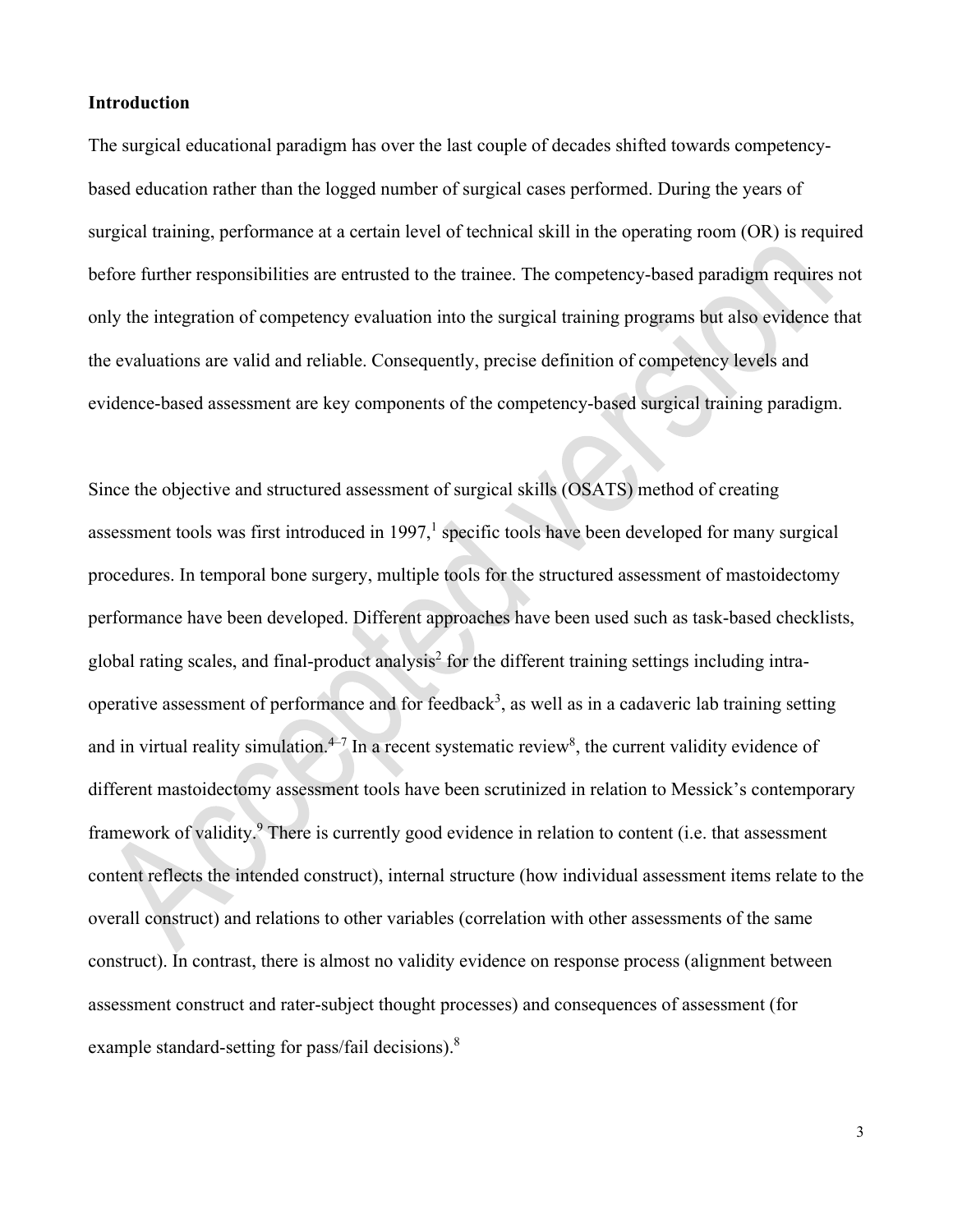## Introduction

The surgical educational paradigm has over the last couple of decades shifted towards competency-based education rather than the logged number of surgical cases performed. During the years of surgical training, performance at a certain level of technical skill in the operating room (OR) is required before further responsibilities are entrusted to the trainee. The competency-based paradigm requires not only the integration of competency evaluation into the surgical training programs but also evidence that the evaluations are valid and reliable. Consequently, precise definition of competency levels and evidence-based assessment are key components of the competency-based surgical training paradigm.

Since the objective and structured assessment of surgical skills (OSATS) method of creating assessment tools was first introduced in 1997,[1] specific tools have been developed for many surgical procedures. In temporal bone surgery, multiple tools for the structured assessment of mastoidectomy performance have been developed. Different approaches have been used such as task-based checklists, global rating scales, and final-product analysis[2] for the different training settings including intra-operative assessment of performance and for feedback[3], as well as in a cadaveric lab training setting and in virtual reality simulation.[4–7] In a recent systematic review[8], the current validity evidence of different mastoidectomy assessment tools have been scrutinized in relation to Messick's contemporary framework of validity.[9] There is currently good evidence in relation to content (i.e. that assessment content reflects the intended construct), internal structure (how individual assessment items relate to the overall construct) and relations to other variables (correlation with other assessments of the same construct). In contrast, there is almost no validity evidence on response process (alignment between assessment construct and rater-subject thought processes) and consequences of assessment (for example standard-setting for pass/fail decisions).[8]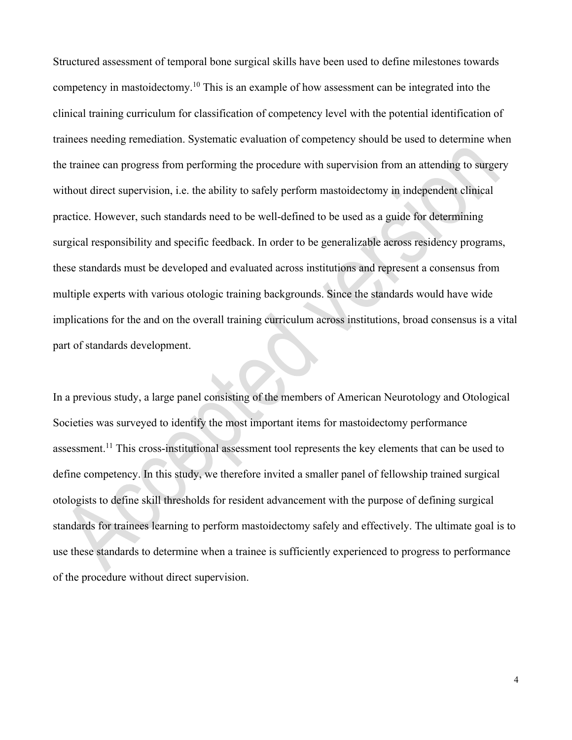Structured assessment of temporal bone surgical skills have been used to define milestones towards competency in mastoidectomy.[10] This is an example of how assessment can be integrated into the clinical training curriculum for classification of competency level with the potential identification of trainees needing remediation. Systematic evaluation of competency should be used to determine when the trainee can progress from performing the procedure with supervision from an attending to surgery without direct supervision, i.e. the ability to safely perform mastoidectomy in independent clinical practice. However, such standards need to be well-defined to be used as a guide for determining surgical responsibility and specific feedback. In order to be generalizable across residency programs, these standards must be developed and evaluated across institutions and represent a consensus from multiple experts with various otologic training backgrounds. Since the standards would have wide implications for the and on the overall training curriculum across institutions, broad consensus is a vital part of standards development.

In a previous study, a large panel consisting of the members of American Neurotology and Otological Societies was surveyed to identify the most important items for mastoidectomy performance assessment.[11] This cross-institutional assessment tool represents the key elements that can be used to define competency. In this study, we therefore invited a smaller panel of fellowship trained surgical otologists to define skill thresholds for resident advancement with the purpose of defining surgical standards for trainees learning to perform mastoidectomy safely and effectively. The ultimate goal is to use these standards to determine when a trainee is sufficiently experienced to progress to performance of the procedure without direct supervision.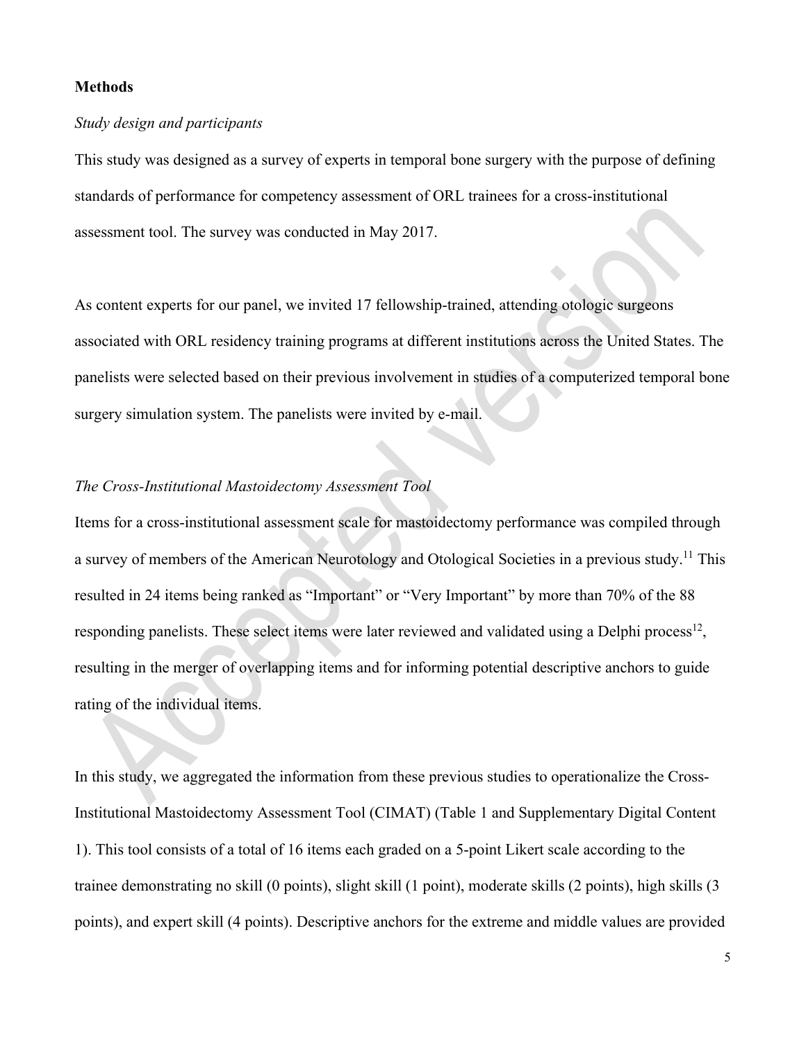**Methods**

*Study design and participants*

This study was designed as a survey of experts in temporal bone surgery with the purpose of defining standards of performance for competency assessment of ORL trainees for a cross-institutional assessment tool. The survey was conducted in May 2017.

As content experts for our panel, we invited 17 fellowship-trained, attending otologic surgeons associated with ORL residency training programs at different institutions across the United States. The panelists were selected based on their previous involvement in studies of a computerized temporal bone surgery simulation system. The panelists were invited by e-mail.

*The Cross-Institutional Mastoidectomy Assessment Tool*

Items for a cross-institutional assessment scale for mastoidectomy performance was compiled through a survey of members of the American Neurotology and Otological Societies in a previous study.[11] This resulted in 24 items being ranked as "Important" or "Very Important" by more than 70% of the 88 responding panelists. These select items were later reviewed and validated using a Delphi process[12], resulting in the merger of overlapping items and for informing potential descriptive anchors to guide rating of the individual items.

In this study, we aggregated the information from these previous studies to operationalize the Cross-Institutional Mastoidectomy Assessment Tool (CIMAT) (Table 1 and Supplementary Digital Content 1). This tool consists of a total of 16 items each graded on a 5-point Likert scale according to the trainee demonstrating no skill (0 points), slight skill (1 point), moderate skills (2 points), high skills (3 points), and expert skill (4 points). Descriptive anchors for the extreme and middle values are provided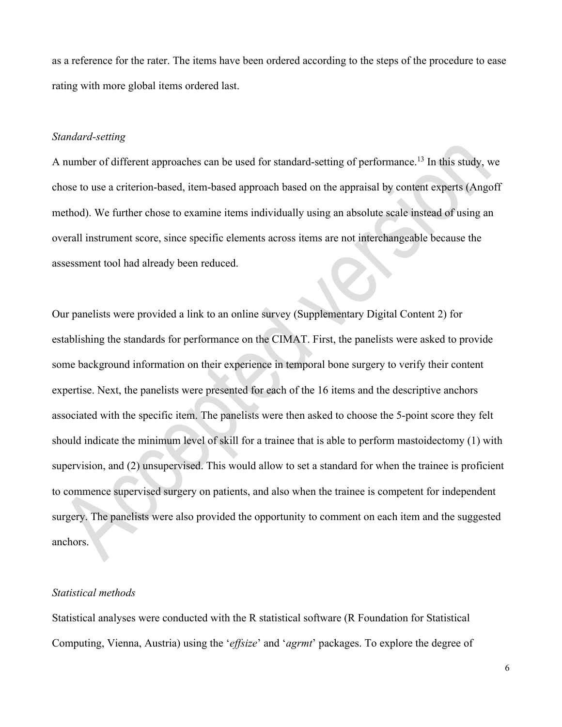as a reference for the rater. The items have been ordered according to the steps of the procedure to ease rating with more global items ordered last.

*Standard-setting*

A number of different approaches can be used for standard-setting of performance.[13] In this study, we chose to use a criterion-based, item-based approach based on the appraisal by content experts (Angoff method). We further chose to examine items individually using an absolute scale instead of using an overall instrument score, since specific elements across items are not interchangeable because the assessment tool had already been reduced.

Our panelists were provided a link to an online survey (Supplementary Digital Content 2) for establishing the standards for performance on the CIMAT. First, the panelists were asked to provide some background information on their experience in temporal bone surgery to verify their content expertise. Next, the panelists were presented for each of the 16 items and the descriptive anchors associated with the specific item. The panelists were then asked to choose the 5-point score they felt should indicate the minimum level of skill for a trainee that is able to perform mastoidectomy (1) with supervision, and (2) unsupervised. This would allow to set a standard for when the trainee is proficient to commence supervised surgery on patients, and also when the trainee is competent for independent surgery. The panelists were also provided the opportunity to comment on each item and the suggested anchors.

*Statistical methods*

Statistical analyses were conducted with the R statistical software (R Foundation for Statistical Computing, Vienna, Austria) using the '*effsize*' and '*agrmt*' packages. To explore the degree of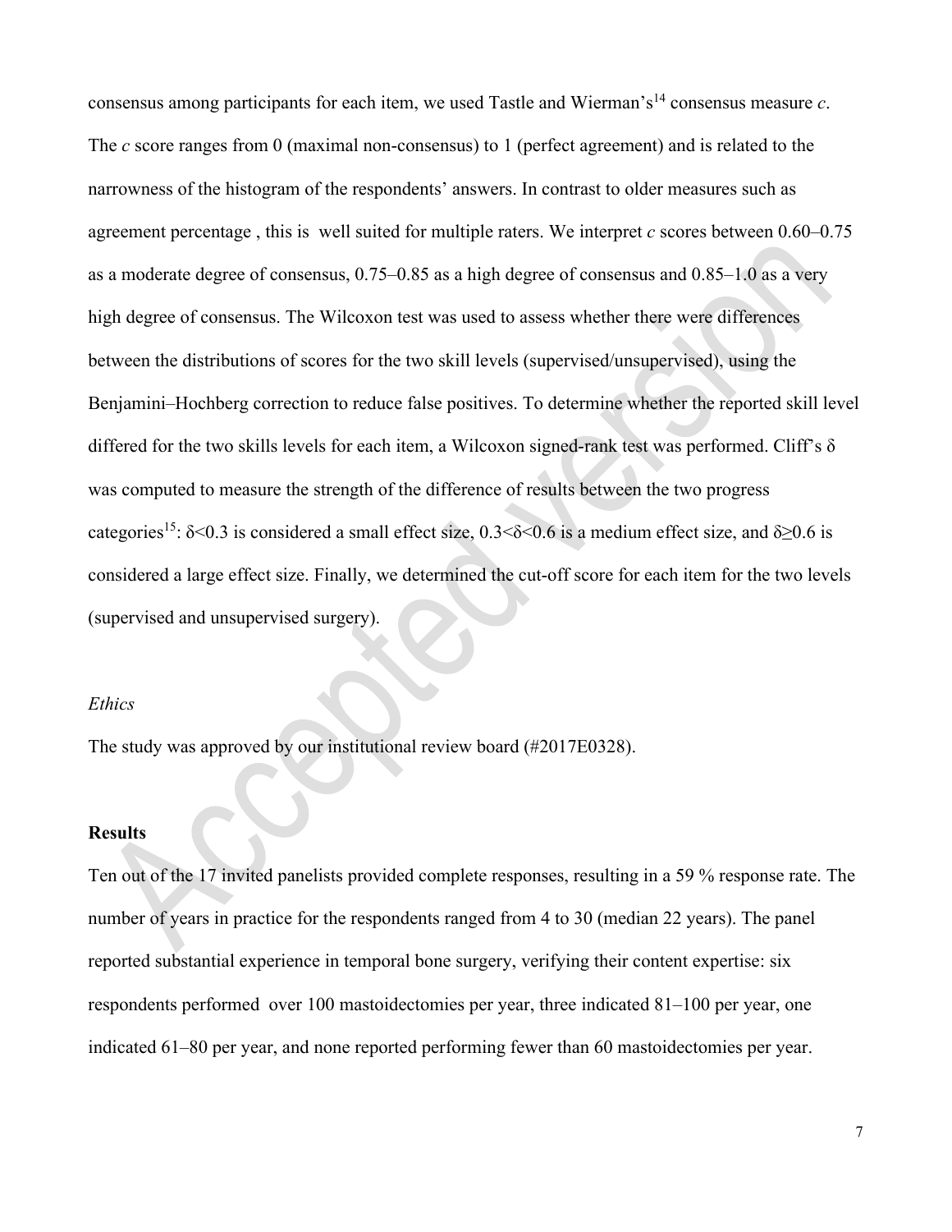consensus among participants for each item, we used Tastle and Wierman's[14] consensus measure *c*. The *c* score ranges from 0 (maximal non-consensus) to 1 (perfect agreement) and is related to the narrowness of the histogram of the respondents' answers. In contrast to older measures such as agreement percentage , this is well suited for multiple raters. We interpret *c* scores between 0.60–0.75 as a moderate degree of consensus, 0.75–0.85 as a high degree of consensus and 0.85–1.0 as a very high degree of consensus. The Wilcoxon test was used to assess whether there were differences between the distributions of scores for the two skill levels (supervised/unsupervised), using the Benjamini–Hochberg correction to reduce false positives. To determine whether the reported skill level differed for the two skills levels for each item, a Wilcoxon signed-rank test was performed. Cliff's $\delta$ was computed to measure the strength of the difference of results between the two progress categories[15]: $\delta<0.3$ is considered a small effect size, $0.3<\delta<0.6$ is a medium effect size, and $\delta\geq0.6$ is considered a large effect size. Finally, we determined the cut-off score for each item for the two levels (supervised and unsupervised surgery).

*Ethics*

The study was approved by our institutional review board (#2017E0328).

**Results**

Ten out of the 17 invited panelists provided complete responses, resulting in a 59 % response rate. The number of years in practice for the respondents ranged from 4 to 30 (median 22 years). The panel reported substantial experience in temporal bone surgery, verifying their content expertise: six respondents performed over 100 mastoidectomies per year, three indicated 81–100 per year, one indicated 61–80 per year, and none reported performing fewer than 60 mastoidectomies per year.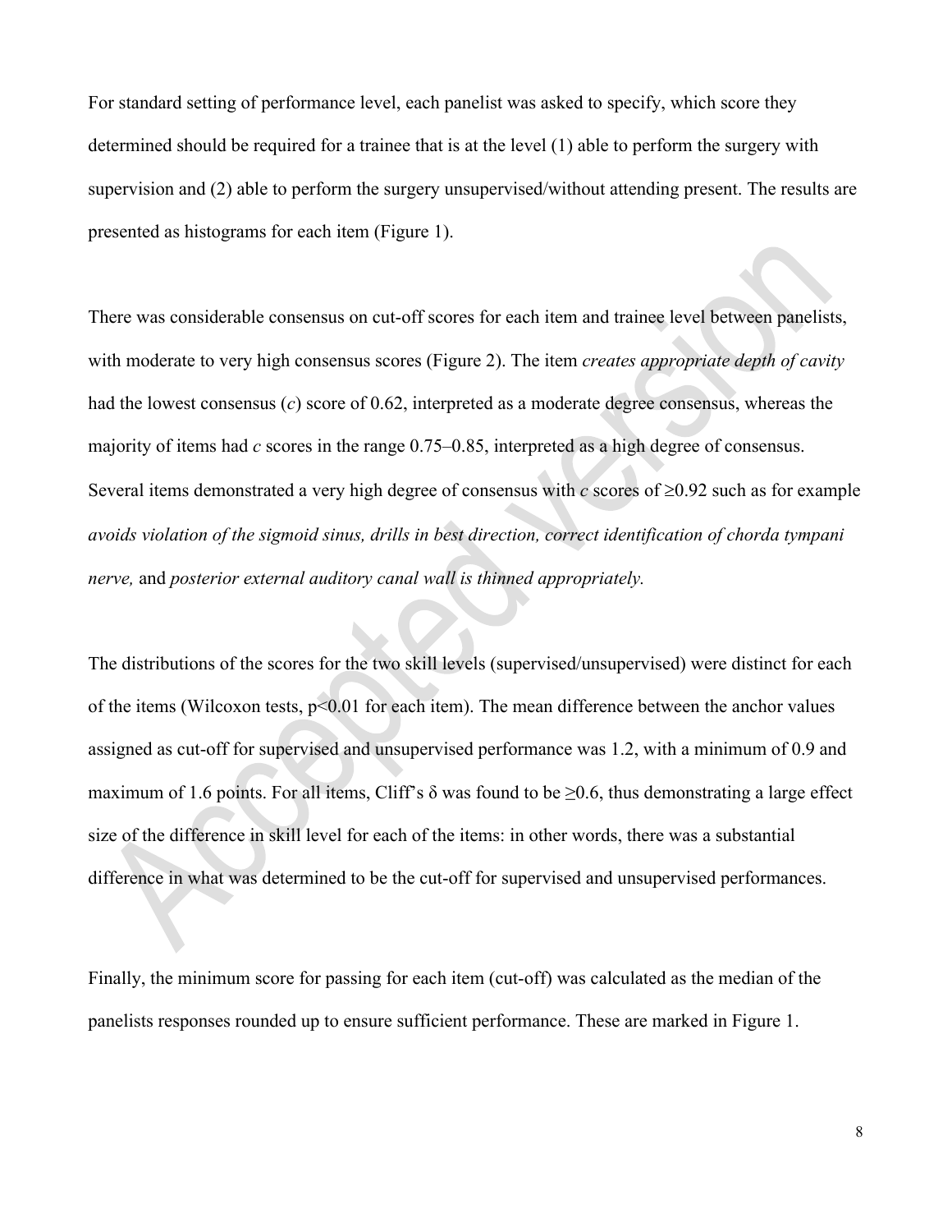For standard setting of performance level, each panelist was asked to specify, which score they determined should be required for a trainee that is at the level (1) able to perform the surgery with supervision and (2) able to perform the surgery unsupervised/without attending present. The results are presented as histograms for each item (Figure 1).

There was considerable consensus on cut-off scores for each item and trainee level between panelists, with moderate to very high consensus scores (Figure 2). The item *creates appropriate depth of cavity* had the lowest consensus ($c$) score of 0.62, interpreted as a moderate degree consensus, whereas the majority of items had $c$ scores in the range 0.75–0.85, interpreted as a high degree of consensus. Several items demonstrated a very high degree of consensus with $c$ scores of $\geq 0.92$ such as for example *avoids violation of the sigmoid sinus, drills in best direction, correct identification of chorda tympani nerve,* and *posterior external auditory canal wall is thinned appropriately.*

The distributions of the scores for the two skill levels (supervised/unsupervised) were distinct for each of the items (Wilcoxon tests, $p<0.01$ for each item). The mean difference between the anchor values assigned as cut-off for supervised and unsupervised performance was 1.2, with a minimum of 0.9 and maximum of 1.6 points. For all items, Cliff's $\delta$ was found to be $\geq 0.6$, thus demonstrating a large effect size of the difference in skill level for each of the items: in other words, there was a substantial difference in what was determined to be the cut-off for supervised and unsupervised performances.

Finally, the minimum score for passing for each item (cut-off) was calculated as the median of the panelists responses rounded up to ensure sufficient performance. These are marked in Figure 1.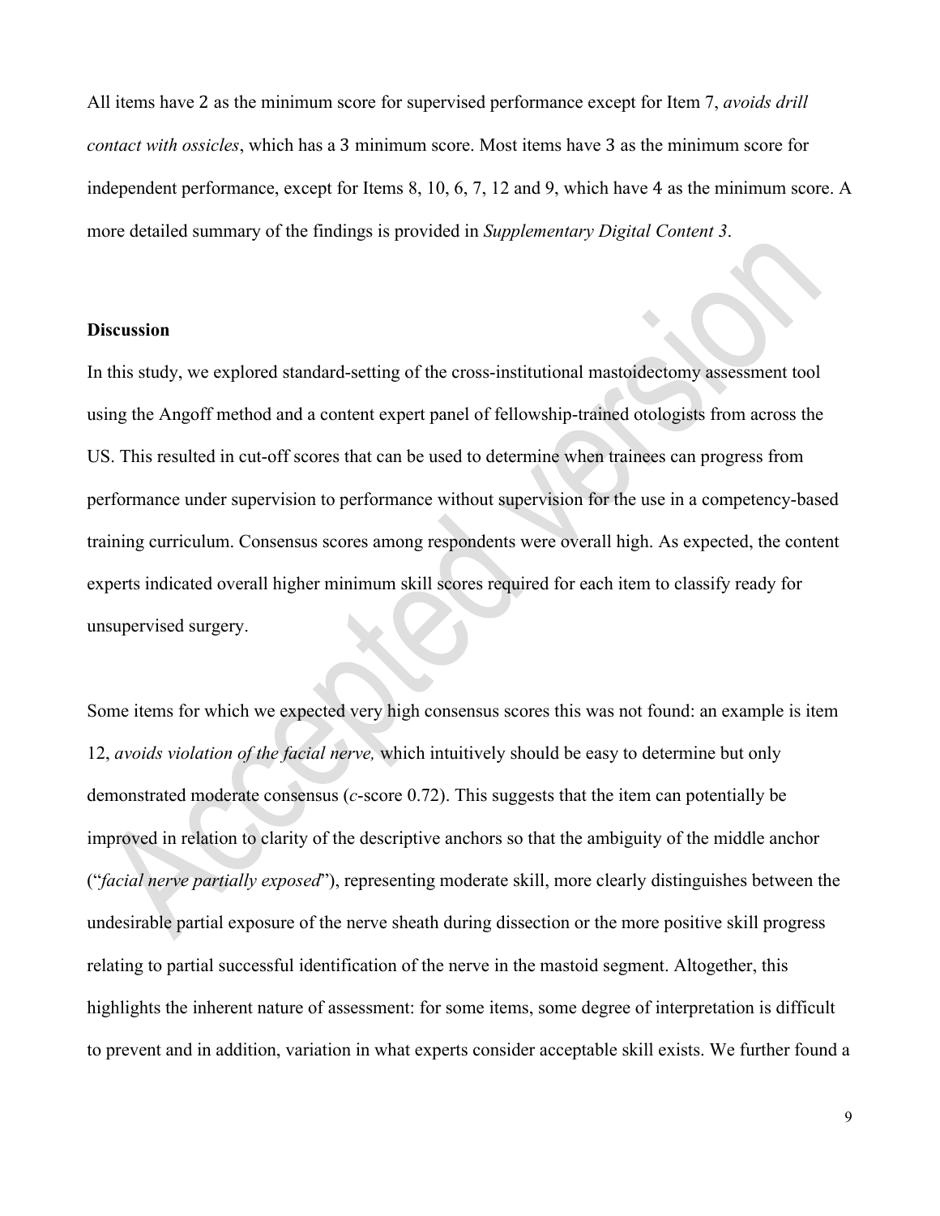All items have 2 as the minimum score for supervised performance except for Item 7, *avoids drill contact with ossicles*, which has a 3 minimum score. Most items have 3 as the minimum score for independent performance, except for Items 8, 10, 6, 7, 12 and 9, which have 4 as the minimum score. A more detailed summary of the findings is provided in *Supplementary Digital Content 3*.

**Discussion**

In this study, we explored standard-setting of the cross-institutional mastoidectomy assessment tool using the Angoff method and a content expert panel of fellowship-trained otologists from across the US. This resulted in cut-off scores that can be used to determine when trainees can progress from performance under supervision to performance without supervision for the use in a competency-based training curriculum. Consensus scores among respondents were overall high. As expected, the content experts indicated overall higher minimum skill scores required for each item to classify ready for unsupervised surgery.

Some items for which we expected very high consensus scores this was not found: an example is item 12, *avoids violation of the facial nerve,* which intuitively should be easy to determine but only demonstrated moderate consensus (*c*-score 0.72). This suggests that the item can potentially be improved in relation to clarity of the descriptive anchors so that the ambiguity of the middle anchor ("*facial nerve partially exposed*"), representing moderate skill, more clearly distinguishes between the undesirable partial exposure of the nerve sheath during dissection or the more positive skill progress relating to partial successful identification of the nerve in the mastoid segment. Altogether, this highlights the inherent nature of assessment: for some items, some degree of interpretation is difficult to prevent and in addition, variation in what experts consider acceptable skill exists. We further found a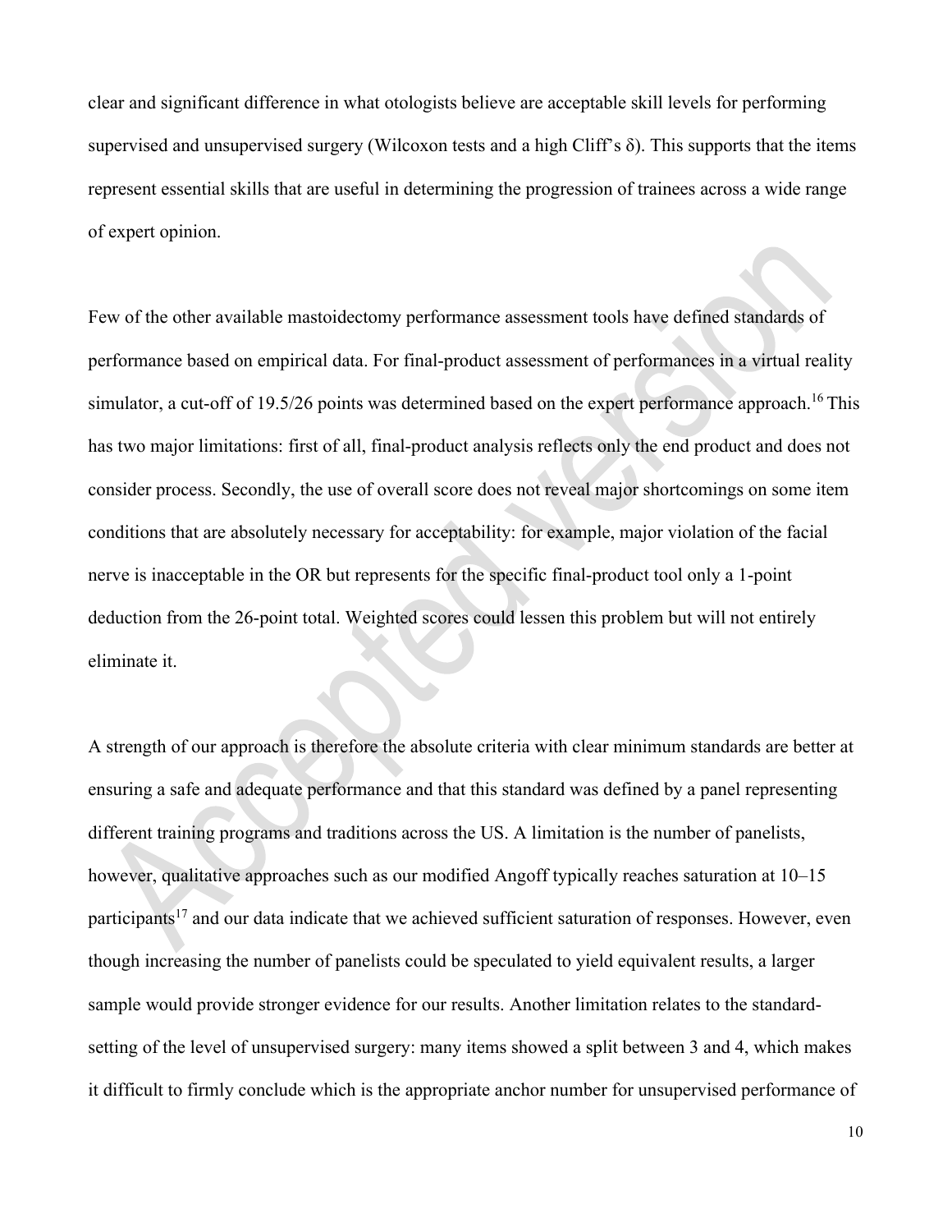clear and significant difference in what otologists believe are acceptable skill levels for performing supervised and unsupervised surgery (Wilcoxon tests and a high Cliff's δ). This supports that the items represent essential skills that are useful in determining the progression of trainees across a wide range of expert opinion.

Few of the other available mastoidectomy performance assessment tools have defined standards of performance based on empirical data. For final-product assessment of performances in a virtual reality simulator, a cut-off of 19.5/26 points was determined based on the expert performance approach.[16] This has two major limitations: first of all, final-product analysis reflects only the end product and does not consider process. Secondly, the use of overall score does not reveal major shortcomings on some item conditions that are absolutely necessary for acceptability: for example, major violation of the facial nerve is inacceptable in the OR but represents for the specific final-product tool only a 1-point deduction from the 26-point total. Weighted scores could lessen this problem but will not entirely eliminate it.

A strength of our approach is therefore the absolute criteria with clear minimum standards are better at ensuring a safe and adequate performance and that this standard was defined by a panel representing different training programs and traditions across the US. A limitation is the number of panelists, however, qualitative approaches such as our modified Angoff typically reaches saturation at 10–15 participants[17] and our data indicate that we achieved sufficient saturation of responses. However, even though increasing the number of panelists could be speculated to yield equivalent results, a larger sample would provide stronger evidence for our results. Another limitation relates to the standard-setting of the level of unsupervised surgery: many items showed a split between 3 and 4, which makes it difficult to firmly conclude which is the appropriate anchor number for unsupervised performance of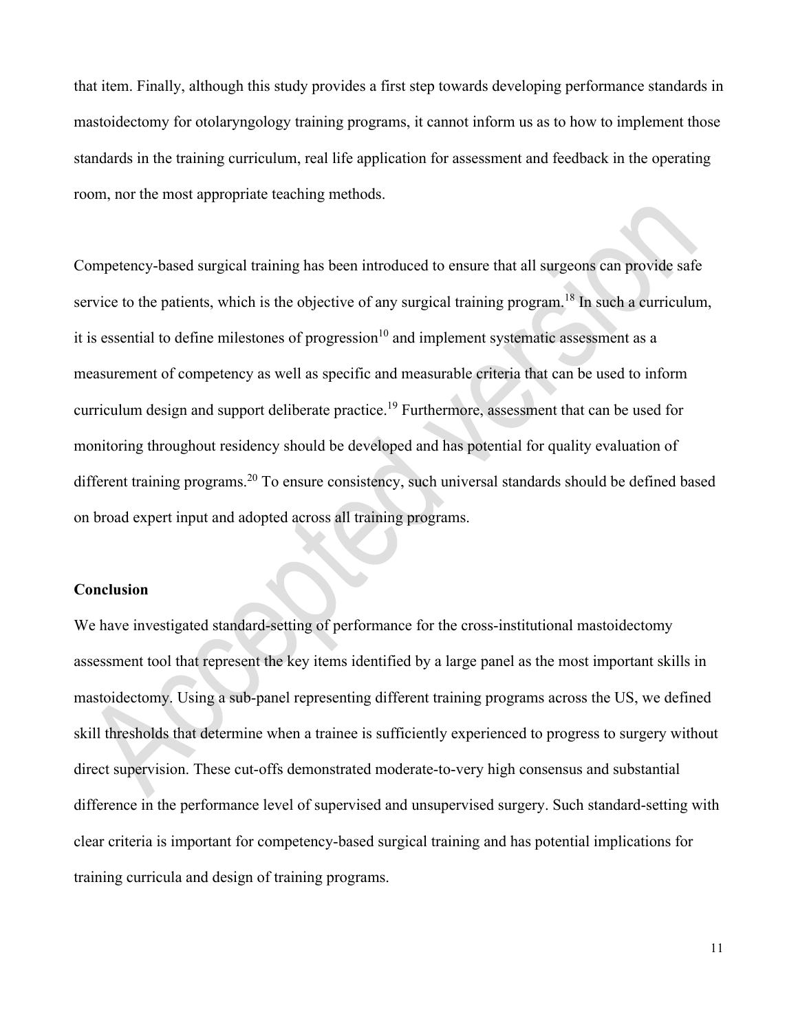that item. Finally, although this study provides a first step towards developing performance standards in mastoidectomy for otolaryngology training programs, it cannot inform us as to how to implement those standards in the training curriculum, real life application for assessment and feedback in the operating room, nor the most appropriate teaching methods.

Competency-based surgical training has been introduced to ensure that all surgeons can provide safe service to the patients, which is the objective of any surgical training program.[18] In such a curriculum, it is essential to define milestones of progression[10] and implement systematic assessment as a measurement of competency as well as specific and measurable criteria that can be used to inform curriculum design and support deliberate practice.[19] Furthermore, assessment that can be used for monitoring throughout residency should be developed and has potential for quality evaluation of different training programs.[20] To ensure consistency, such universal standards should be defined based on broad expert input and adopted across all training programs.

## Conclusion

We have investigated standard-setting of performance for the cross-institutional mastoidectomy assessment tool that represent the key items identified by a large panel as the most important skills in mastoidectomy. Using a sub-panel representing different training programs across the US, we defined skill thresholds that determine when a trainee is sufficiently experienced to progress to surgery without direct supervision. These cut-offs demonstrated moderate-to-very high consensus and substantial difference in the performance level of supervised and unsupervised surgery. Such standard-setting with clear criteria is important for competency-based surgical training and has potential implications for training curricula and design of training programs.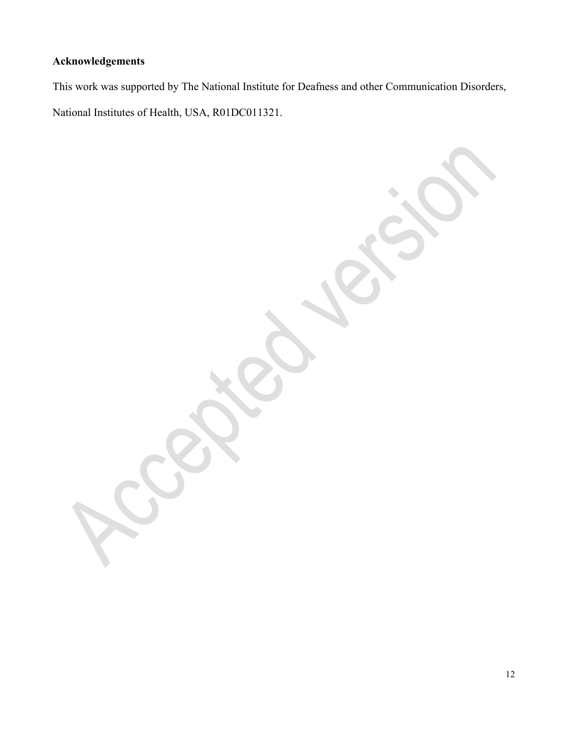**Acknowledgements**

This work was supported by The National Institute for Deafness and other Communication Disorders, National Institutes of Health, USA, R01DC011321.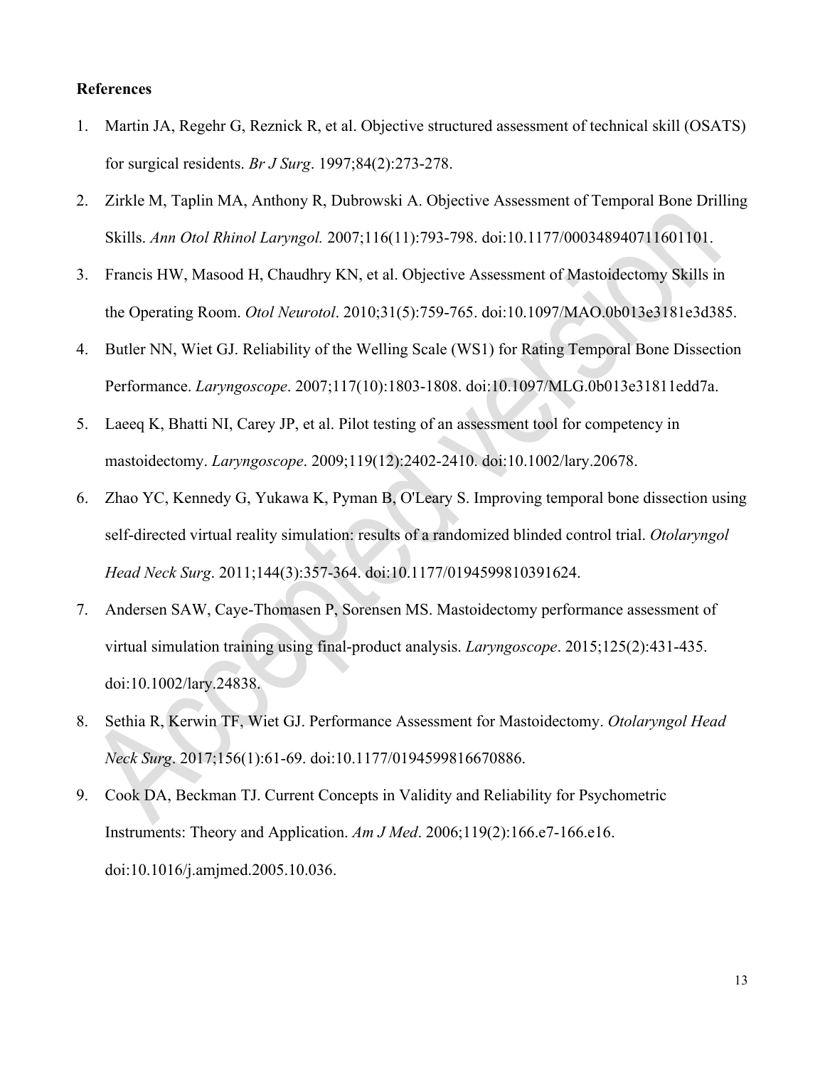**References**

1. Martin JA, Regehr G, Reznick R, et al. Objective structured assessment of technical skill (OSATS) for surgical residents. *Br J Surg*. 1997;84(2):273-278.
2. Zirkle M, Taplin MA, Anthony R, Dubrowski A. Objective Assessment of Temporal Bone Drilling Skills. *Ann Otol Rhinol Laryngol.* 2007;116(11):793-798. doi:10.1177/000348940711601101.
3. Francis HW, Masood H, Chaudhry KN, et al. Objective Assessment of Mastoidectomy Skills in the Operating Room. *Otol Neurotol*. 2010;31(5):759-765. doi:10.1097/MAO.0b013e3181e3d385.
4. Butler NN, Wiet GJ. Reliability of the Welling Scale (WS1) for Rating Temporal Bone Dissection Performance. *Laryngoscope*. 2007;117(10):1803-1808. doi:10.1097/MLG.0b013e31811edd7a.
5. Laeeq K, Bhatti NI, Carey JP, et al. Pilot testing of an assessment tool for competency in mastoidectomy. *Laryngoscope*. 2009;119(12):2402-2410. doi:10.1002/lary.20678.
6. Zhao YC, Kennedy G, Yukawa K, Pyman B, O'Leary S. Improving temporal bone dissection using self-directed virtual reality simulation: results of a randomized blinded control trial. *Otolaryngol Head Neck Surg*. 2011;144(3):357-364. doi:10.1177/0194599810391624.
7. Andersen SAW, Caye-Thomasen P, Sorensen MS. Mastoidectomy performance assessment of virtual simulation training using final-product analysis. *Laryngoscope*. 2015;125(2):431-435. doi:10.1002/lary.24838.
8. Sethia R, Kerwin TF, Wiet GJ. Performance Assessment for Mastoidectomy. *Otolaryngol Head Neck Surg*. 2017;156(1):61-69. doi:10.1177/0194599816670886.
9. Cook DA, Beckman TJ. Current Concepts in Validity and Reliability for Psychometric Instruments: Theory and Application. *Am J Med*. 2006;119(2):166.e7-166.e16. doi:10.1016/j.amjmed.2005.10.036.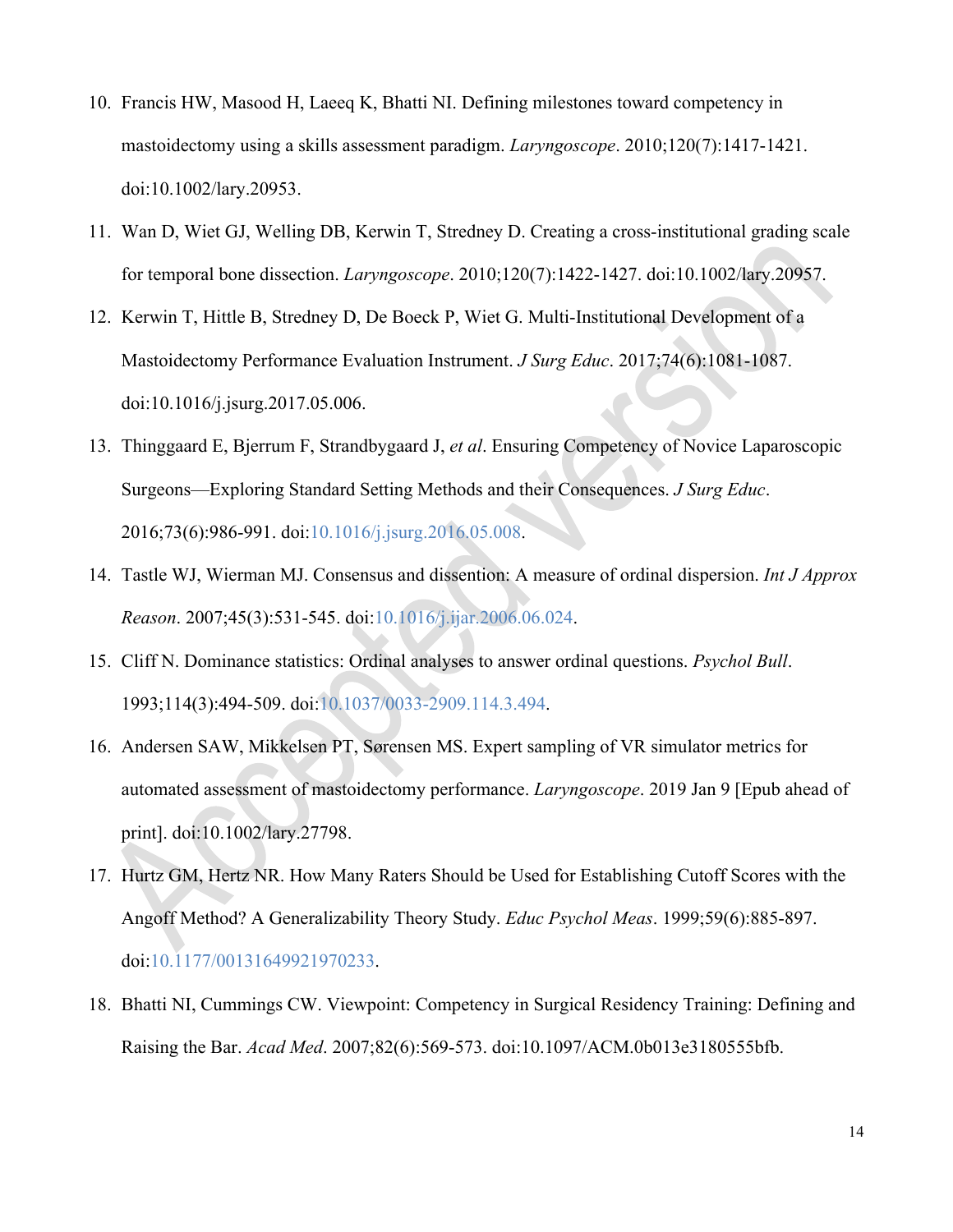10. Francis HW, Masood H, Laeeq K, Bhatti NI. Defining milestones toward competency in mastoidectomy using a skills assessment paradigm. *Laryngoscope*. 2010;120(7):1417-1421. doi:10.1002/lary.20953.
11. Wan D, Wiet GJ, Welling DB, Kerwin T, Stredney D. Creating a cross-institutional grading scale for temporal bone dissection. *Laryngoscope*. 2010;120(7):1422-1427. doi:10.1002/lary.20957.
12. Kerwin T, Hittle B, Stredney D, De Boeck P, Wiet G. Multi-Institutional Development of a Mastoidectomy Performance Evaluation Instrument. *J Surg Educ*. 2017;74(6):1081-1087. doi:10.1016/j.jsurg.2017.05.006.
13. Thinggaard E, Bjerrum F, Strandbygaard J, *et al*. Ensuring Competency of Novice Laparoscopic Surgeons—Exploring Standard Setting Methods and their Consequences. *J Surg Educ*. 2016;73(6):986-991. doi:10.1016/j.jsurg.2016.05.008.
14. Tastle WJ, Wierman MJ. Consensus and dissention: A measure of ordinal dispersion. *Int J Approx Reason*. 2007;45(3):531-545. doi:10.1016/j.ijar.2006.06.024.
15. Cliff N. Dominance statistics: Ordinal analyses to answer ordinal questions. *Psychol Bull*. 1993;114(3):494-509. doi:10.1037/0033-2909.114.3.494.
16. Andersen SAW, Mikkelsen PT, Sørensen MS. Expert sampling of VR simulator metrics for automated assessment of mastoidectomy performance. *Laryngoscope*. 2019 Jan 9 [Epub ahead of print]. doi:10.1002/lary.27798.
17. Hurtz GM, Hertz NR. How Many Raters Should be Used for Establishing Cutoff Scores with the Angoff Method? A Generalizability Theory Study. *Educ Psychol Meas*. 1999;59(6):885-897. doi:10.1177/00131649921970233.
18. Bhatti NI, Cummings CW. Viewpoint: Competency in Surgical Residency Training: Defining and Raising the Bar. *Acad Med*. 2007;82(6):569-573. doi:10.1097/ACM.0b013e3180555bfb.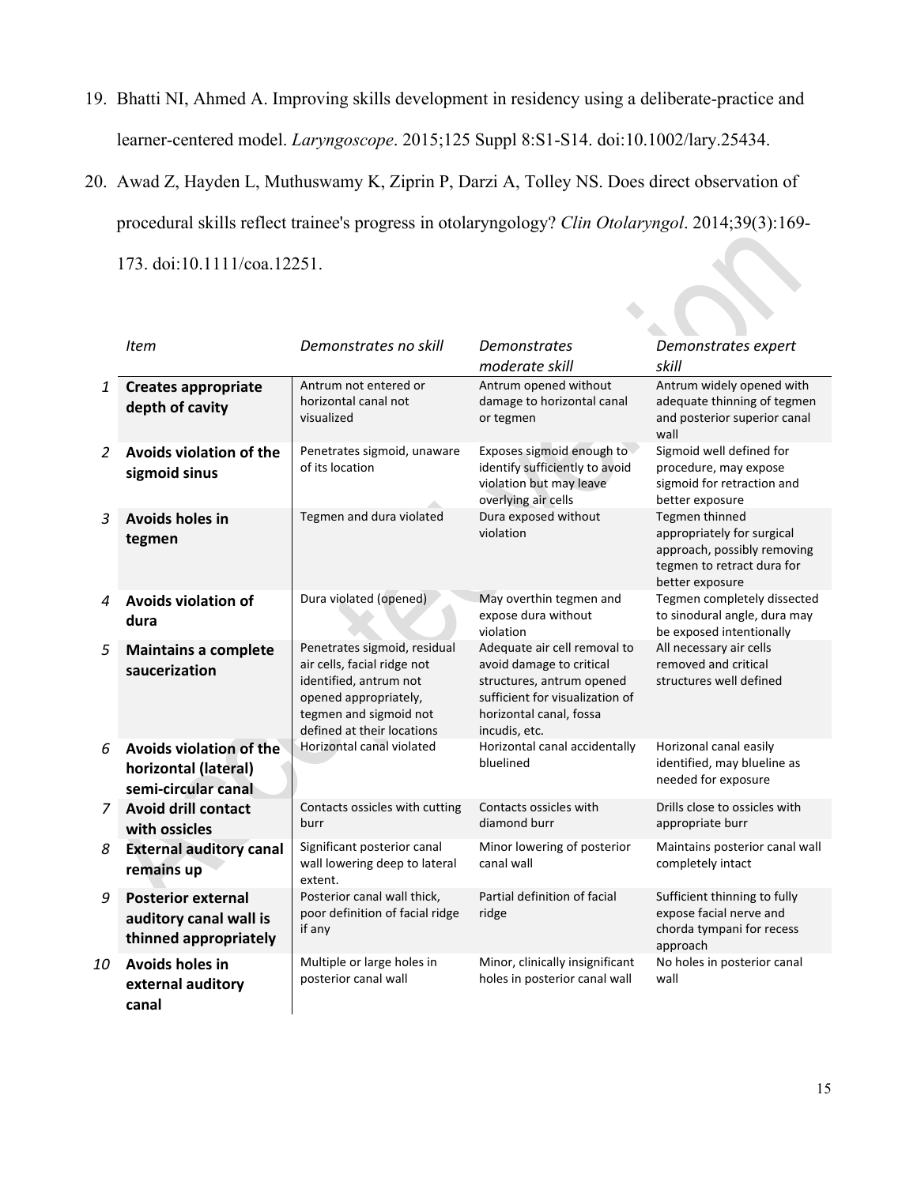19. Bhatti NI, Ahmed A. Improving skills development in residency using a deliberate-practice and learner-centered model. *Laryngoscope*. 2015;125 Suppl 8:S1-S14. doi:10.1002/lary.25434.

20. Awad Z, Hayden L, Muthuswamy K, Ziprin P, Darzi A, Tolley NS. Does direct observation of procedural skills reflect trainee's progress in otolaryngology? *Clin Otolaryngol*. 2014;39(3):169-173. doi:10.1111/coa.12251.

| | *Item* | *Demonstrates no skill* | *Demonstrates moderate skill* | *Demonstrates expert skill* |
|---|---|---|---|---|
| *1* | **Creates appropriate depth of cavity** | Antrum not entered or horizontal canal not visualized | Antrum opened without damage to horizontal canal or tegmen | Antrum widely opened with adequate thinning of tegmen and posterior superior canal wall |
| *2* | **Avoids violation of the sigmoid sinus** | Penetrates sigmoid, unaware of its location | Exposes sigmoid enough to identify sufficiently to avoid violation but may leave overlying air cells | Sigmoid well defined for procedure, may expose sigmoid for retraction and better exposure |
| *3* | **Avoids holes in tegmen** | Tegmen and dura violated | Dura exposed without violation | Tegmen thinned appropriately for surgical approach, possibly removing tegmen to retract dura for better exposure |
| *4* | **Avoids violation of dura** | Dura violated (opened) | May overthin tegmen and expose dura without violation | Tegmen completely dissected to sinodural angle, dura may be exposed intentionally |
| *5* | **Maintains a complete saucerization** | Penetrates sigmoid, residual air cells, facial ridge not identified, antrum not opened appropriately, tegmen and sigmoid not defined at their locations | Adequate air cell removal to avoid damage to critical structures, antrum opened sufficient for visualization of horizontal canal, fossa incudis, etc. | All necessary air cells removed and critical structures well defined |
| *6* | **Avoids violation of the horizontal (lateral) semi-circular canal** | Horizontal canal violated | Horizontal canal accidentally bluelined | Horizonal canal easily identified, may blueline as needed for exposure |
| *7* | **Avoid drill contact with ossicles** | Contacts ossicles with cutting burr | Contacts ossicles with diamond burr | Drills close to ossicles with appropriate burr |
| *8* | **External auditory canal remains up** | Significant posterior canal wall lowering deep to lateral extent. | Minor lowering of posterior canal wall | Maintains posterior canal wall completely intact |
| *9* | **Posterior external auditory canal wall is thinned appropriately** | Posterior canal wall thick, poor definition of facial ridge if any | Partial definition of facial ridge | Sufficient thinning to fully expose facial nerve and chorda tympani for recess approach |
| *10* | **Avoids holes in external auditory canal** | Multiple or large holes in posterior canal wall | Minor, clinically insignificant holes in posterior canal wall | No holes in posterior canal wall |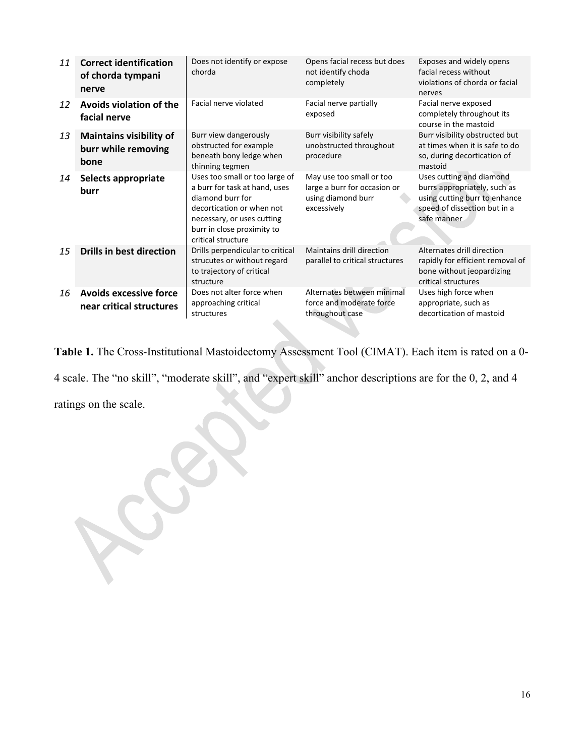| | | | | |
|---|---|---|---|---|
| *11* | **Correct identification of chorda tympani nerve** | Does not identify or expose chorda | Opens facial recess but does not identify choda completely | Exposes and widely opens facial recess without violations of chorda or facial nerves |
| *12* | **Avoids violation of the facial nerve** | Facial nerve violated | Facial nerve partially exposed | Facial nerve exposed completely throughout its course in the mastoid |
| *13* | **Maintains visibility of burr while removing bone** | Burr view dangerously obstructed for example beneath bony ledge when thinning tegmen | Burr visibility safely unobstructed throughout procedure | Burr visibility obstructed but at times when it is safe to do so, during decortication of mastoid |
| *14* | **Selects appropriate burr** | Uses too small or too large of a burr for task at hand, uses diamond burr for decortication or when not necessary, or uses cutting burr in close proximity to critical structure | May use too small or too large a burr for occasion or using diamond burr excessively | Uses cutting and diamond burrs appropriately, such as using cutting burr to enhance speed of dissection but in a safe manner |
| *15* | **Drills in best direction** | Drills perpendicular to critical strucutes or without regard to trajectory of critical structure | Maintains drill direction parallel to critical structures | Alternates drill direction rapidly for efficient removal of bone without jeopardizing critical structures |
| *16* | **Avoids excessive force near critical structures** | Does not alter force when approaching critical structures | Alternates between minimal force and moderate force throughout case | Uses high force when appropriate, such as decortication of mastoid |

**Table 1.** The Cross-Institutional Mastoidectomy Assessment Tool (CIMAT). Each item is rated on a 0-4 scale. The "no skill", "moderate skill", and "expert skill" anchor descriptions are for the 0, 2, and 4 ratings on the scale.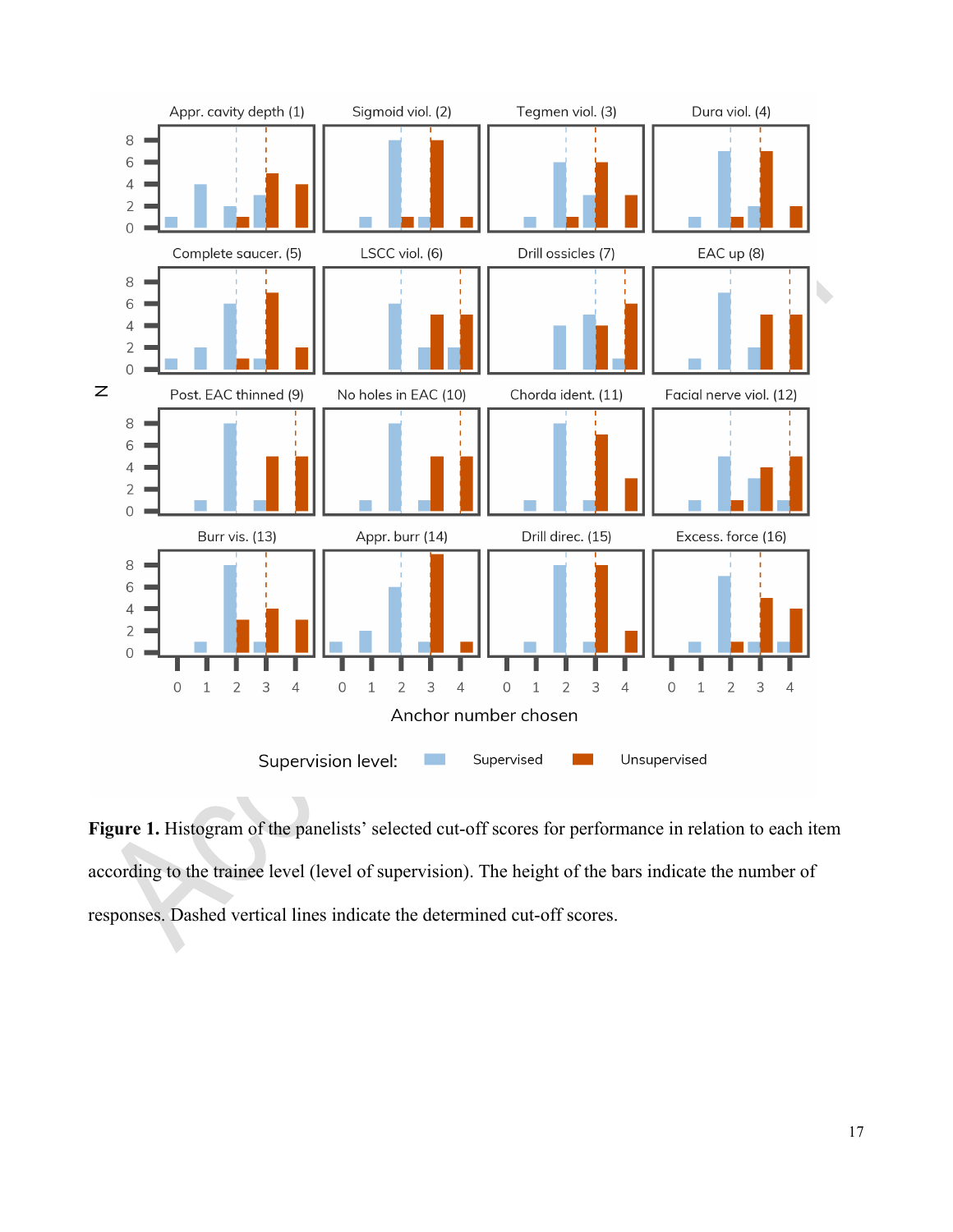**Figure 1.** Histogram of the panelists' selected cut-off scores for performance in relation to each item according to the trainee level (level of supervision). The height of the bars indicate the number of responses. Dashed vertical lines indicate the determined cut-off scores.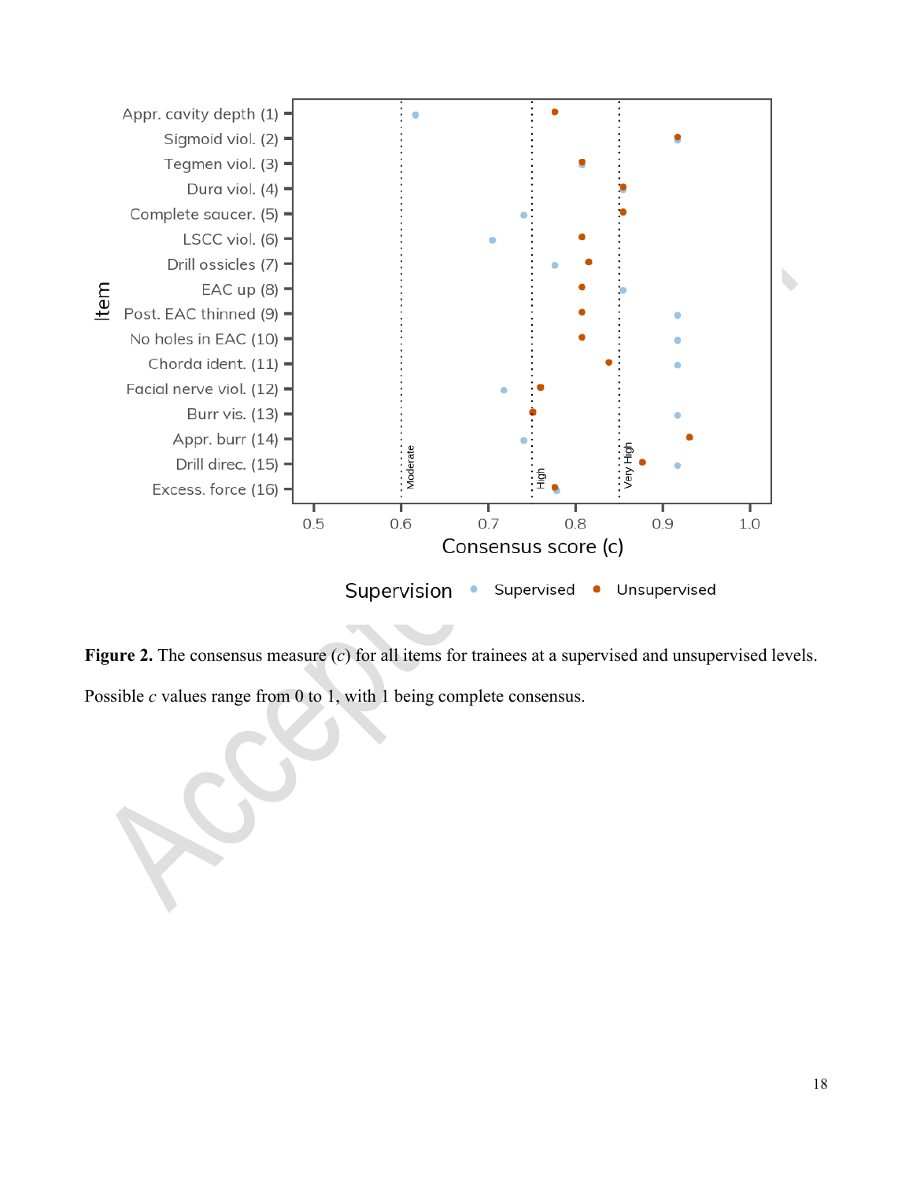**Figure 2.** The consensus measure ($c$) for all items for trainees at a supervised and unsupervised levels. Possible $c$ values range from 0 to 1, with 1 being complete consensus.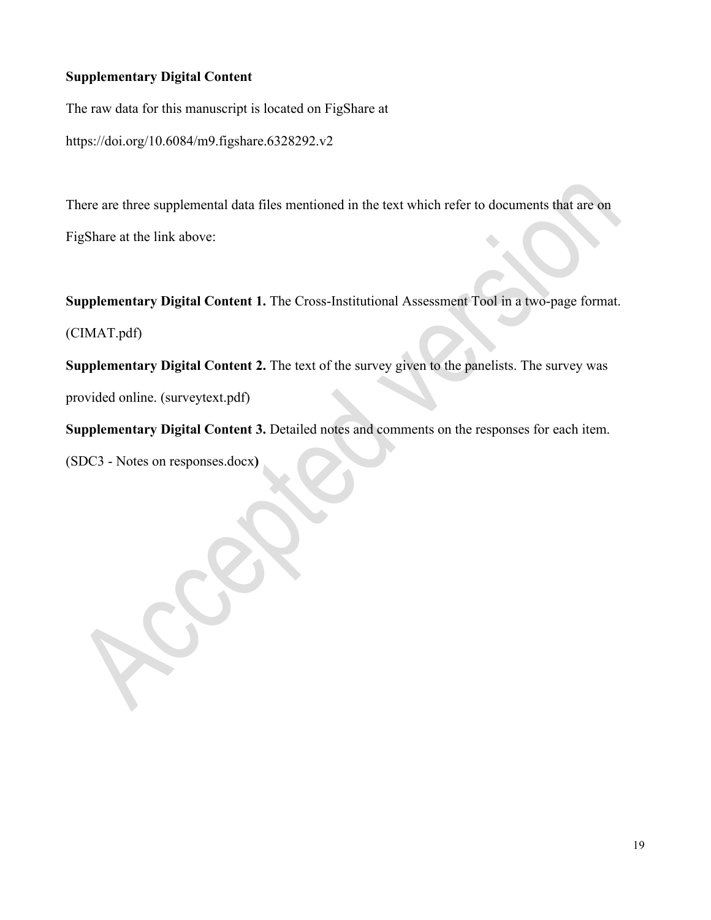**Supplementary Digital Content**

The raw data for this manuscript is located on FigShare at

https://doi.org/10.6084/m9.figshare.6328292.v2

There are three supplemental data files mentioned in the text which refer to documents that are on FigShare at the link above:

**Supplementary Digital Content 1.** The Cross-Institutional Assessment Tool in a two-page format. (CIMAT.pdf)

**Supplementary Digital Content 2.** The text of the survey given to the panelists. The survey was provided online. (surveytext.pdf)

**Supplementary Digital Content 3.** Detailed notes and comments on the responses for each item. (SDC3 - Notes on responses.docx**)**